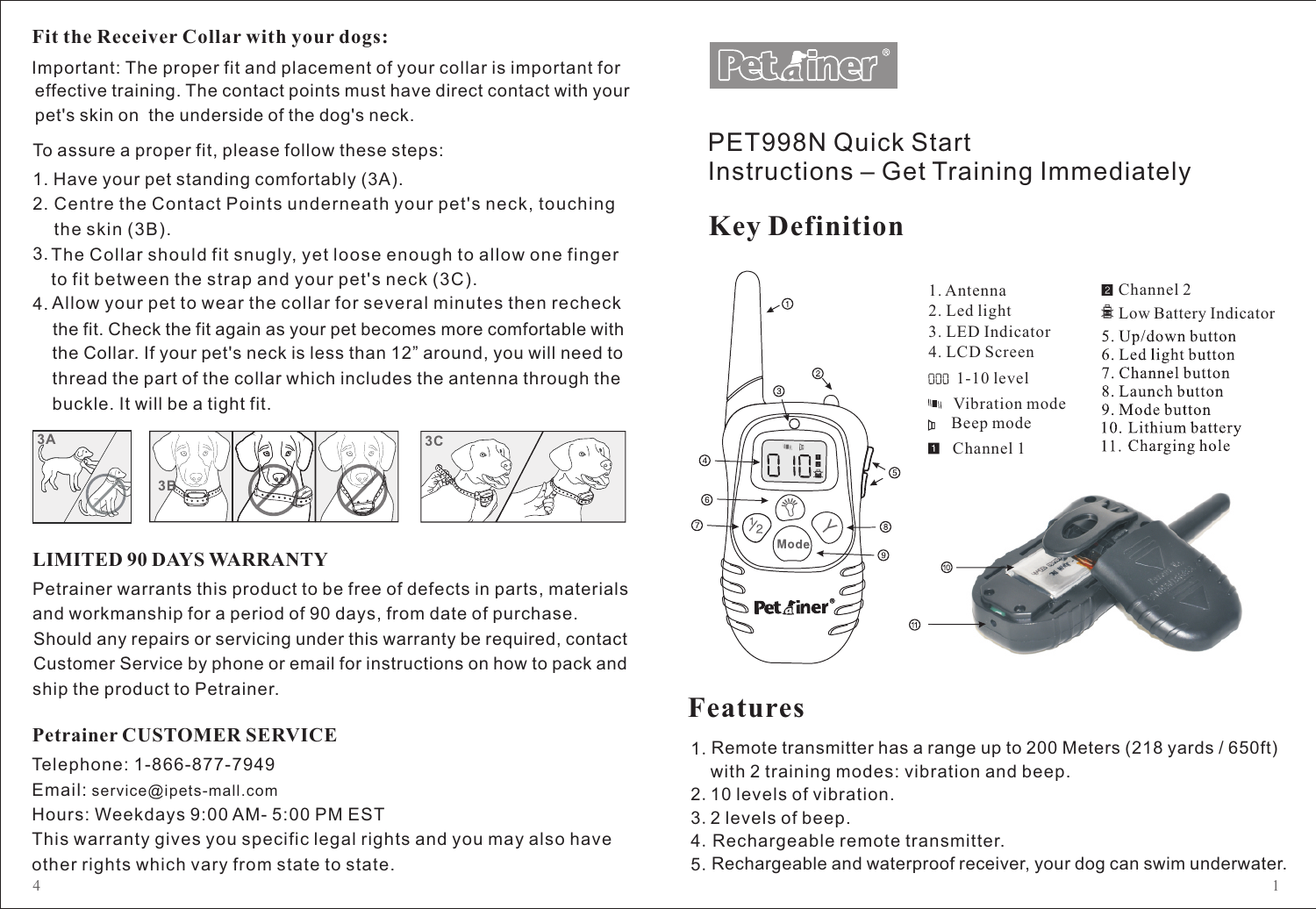## Fit the Receiver Collar with your dogs:

Important: The proper fit and placement of your collar is important for effective training. The contact points must have direct contact with your pet's skin on the underside of the dog's neck.

To assure a proper fit, please follow these steps:

1. Have your pet standing comfortably (3A).
2. Centre the Contact Points underneath your pet's neck, touching the skin (3B).
3. The Collar should fit snugly, yet loose enough to allow one finger to fit between the strap and your pet's neck (3C).
4. Allow your pet to wear the collar for several minutes then recheck the fit. Check the fit again as your pet becomes more comfortable with the Collar. If your pet's neck is less than 12" around, you will need to thread the part of the collar which includes the antenna through the buckle. It will be a tight fit.

3A 3B 3C

## LIMITED 90 DAYS WARRANTY

Petrainer warrants this product to be free of defects in parts, materials and workmanship for a period of 90 days, from date of purchase. Should any repairs or servicing under this warranty be required, contact Customer Service by phone or email for instructions on how to pack and ship the product to Petrainer.

## Petrainer CUSTOMER SERVICE

Telephone: 1-866-877-7949
Email: service@ipets-mall.com
Hours: Weekdays 9:00 AM- 5:00 PM EST
This warranty gives you specific legal rights and you may also have other rights which vary from state to state.

Petrainer®

# PET998N Quick Start Instructions – Get Training Immediately

## Key Definition

1. Antenna
2. Led light
3. LED Indicator
4. LCD Screen
   - 1-10 level
   - Vibration mode
   - Beep mode
   - Channel 1
   - Channel 2
   - Low Battery Indicator
5. Up/down button
6. Led light button
7. Channel button
8. Launch button
9. Mode button
10. Lithium battery
11. Charging hole

## Features

1. Remote transmitter has a range up to 200 Meters (218 yards / 650ft) with 2 training modes: vibration and beep.
2. 10 levels of vibration.
3. 2 levels of beep.
4. Rechargeable remote transmitter.
5. Rechargeable and waterproof receiver, your dog can swim underwater.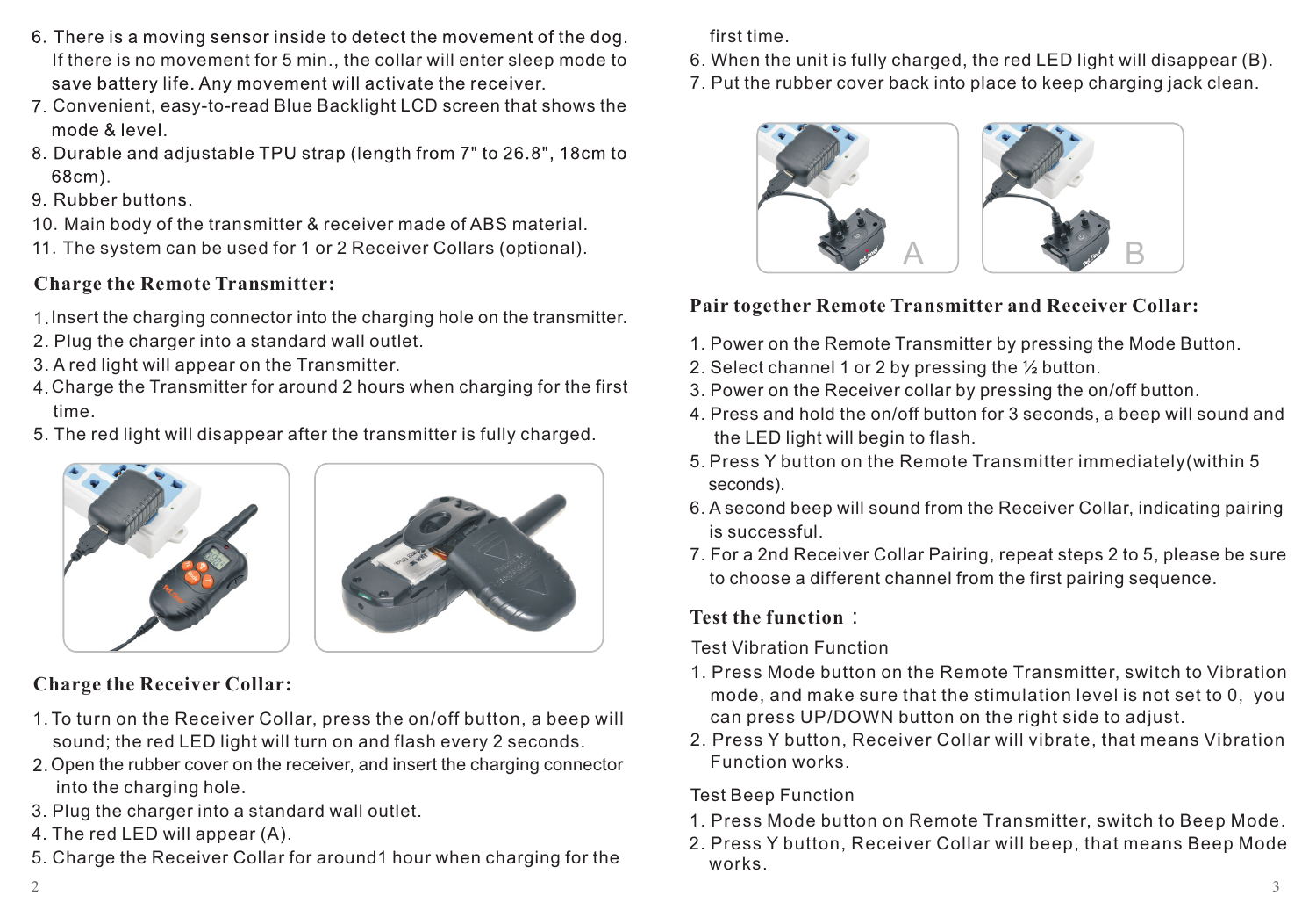6. There is a moving sensor inside to detect the movement of the dog. If there is no movement for 5 min., the collar will enter sleep mode to save battery life. Any movement will activate the receiver.
7. Convenient, easy-to-read Blue Backlight LCD screen that shows the mode & level.
8. Durable and adjustable TPU strap (length from 7" to 26.8", 18cm to 68cm).
9. Rubber buttons.
10. Main body of the transmitter & receiver made of ABS material.
11. The system can be used for 1 or 2 Receiver Collars (optional).

## Charge the Remote Transmitter:

1. Insert the charging connector into the charging hole on the transmitter.
2. Plug the charger into a standard wall outlet.
3. A red light will appear on the Transmitter.
4. Charge the Transmitter for around 2 hours when charging for the first time.
5. The red light will disappear after the transmitter is fully charged.

## Charge the Receiver Collar:

1. To turn on the Receiver Collar, press the on/off button, a beep will sound; the red LED light will turn on and flash every 2 seconds.
2. Open the rubber cover on the receiver, and insert the charging connector into the charging hole.
3. Plug the charger into a standard wall outlet.
4. The red LED will appear (A).
5. Charge the Receiver Collar for around1 hour when charging for the first time.
6. When the unit is fully charged, the red LED light will disappear (B).
7. Put the rubber cover back into place to keep charging jack clean.

A

B

## Pair together Remote Transmitter and Receiver Collar:

1. Power on the Remote Transmitter by pressing the Mode Button.
2. Select channel 1 or 2 by pressing the ½ button.
3. Power on the Receiver collar by pressing the on/off button.
4. Press and hold the on/off button for 3 seconds, a beep will sound and the LED light will begin to flash.
5. Press Y button on the Remote Transmitter immediately(within 5 seconds).
6. A second beep will sound from the Receiver Collar, indicating pairing is successful.
7. For a 2nd Receiver Collar Pairing, repeat steps 2 to 5, please be sure to choose a different channel from the first pairing sequence.

## Test the function：

Test Vibration Function

1. Press Mode button on the Remote Transmitter, switch to Vibration mode, and make sure that the stimulation level is not set to 0, you can press UP/DOWN button on the right side to adjust.
2. Press Y button, Receiver Collar will vibrate, that means Vibration Function works.

Test Beep Function

1. Press Mode button on Remote Transmitter, switch to Beep Mode.
2. Press Y button, Receiver Collar will beep, that means Beep Mode works.